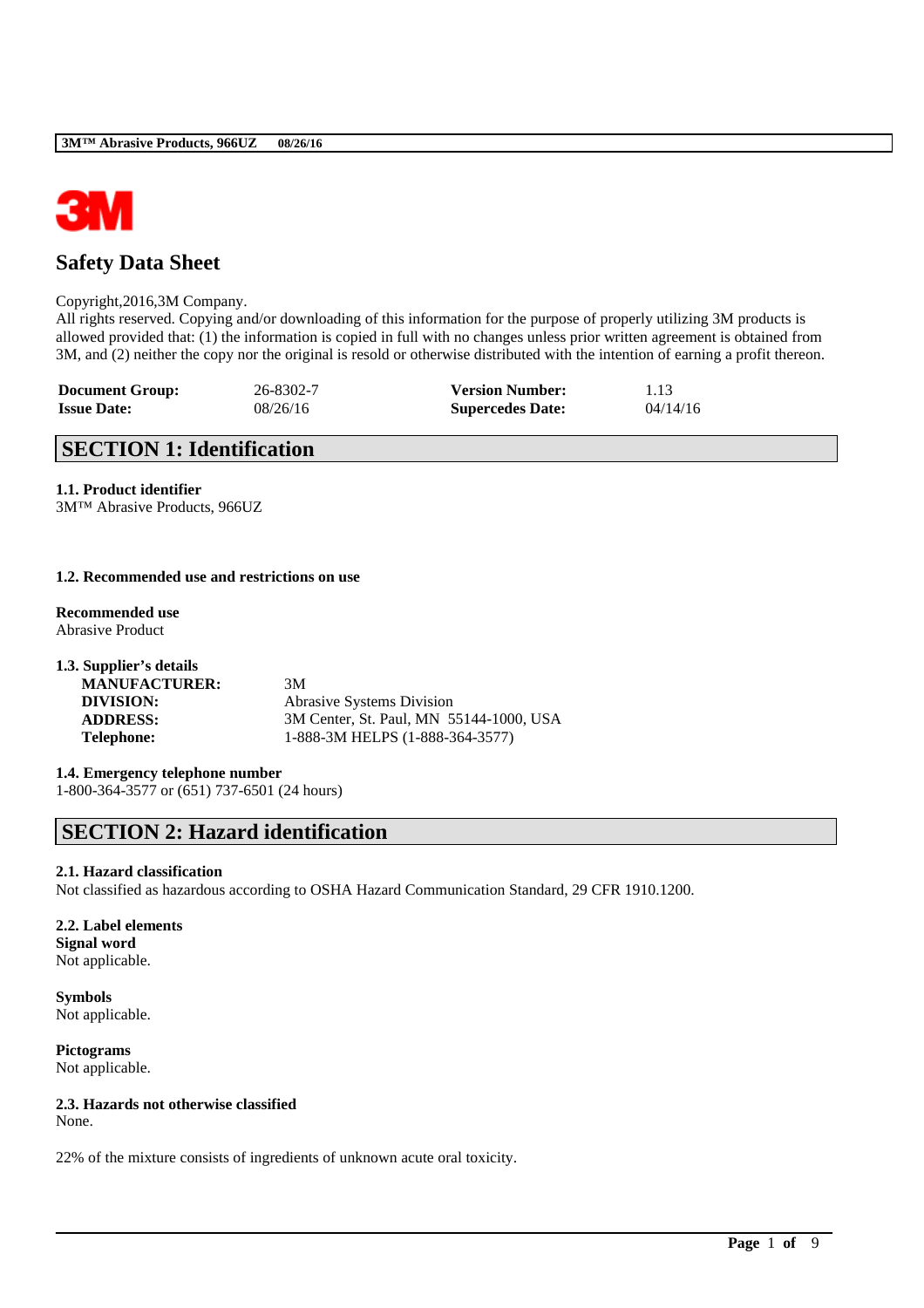# Safety Data Sheet

Copyright,2016,3M Company.
All rights reserved. Copying and/or downloading of this information for the purpose of properly utilizing 3M products is allowed provided that: (1) the information is copied in full with no changes unless prior written agreement is obtained from 3M, and (2) neither the copy nor the original is resold or otherwise distributed with the intention of earning a profit thereon.

| | | | |
|---|---|---|---|
| **Document Group:** | 26-8302-7 | **Version Number:** | 1.13 |
| **Issue Date:** | 08/26/16 | **Supercedes Date:** | 04/14/16 |

## SECTION 1: Identification

**1.1. Product identifier**
3M™ Abrasive Products, 966UZ

**1.2. Recommended use and restrictions on use**

**Recommended use**
Abrasive Product

**1.3. Supplier's details**

| | |
|---|---|
| **MANUFACTURER:** | 3M |
| **DIVISION:** | Abrasive Systems Division |
| **ADDRESS:** | 3M Center, St. Paul, MN 55144-1000, USA |
| **Telephone:** | 1-888-3M HELPS (1-888-364-3577) |

**1.4. Emergency telephone number**
1-800-364-3577 or (651) 737-6501 (24 hours)

## SECTION 2: Hazard identification

**2.1. Hazard classification**
Not classified as hazardous according to OSHA Hazard Communication Standard, 29 CFR 1910.1200.

**2.2. Label elements**
**Signal word**
Not applicable.

**Symbols**
Not applicable.

**Pictograms**
Not applicable.

**2.3. Hazards not otherwise classified**
None.

22% of the mixture consists of ingredients of unknown acute oral toxicity.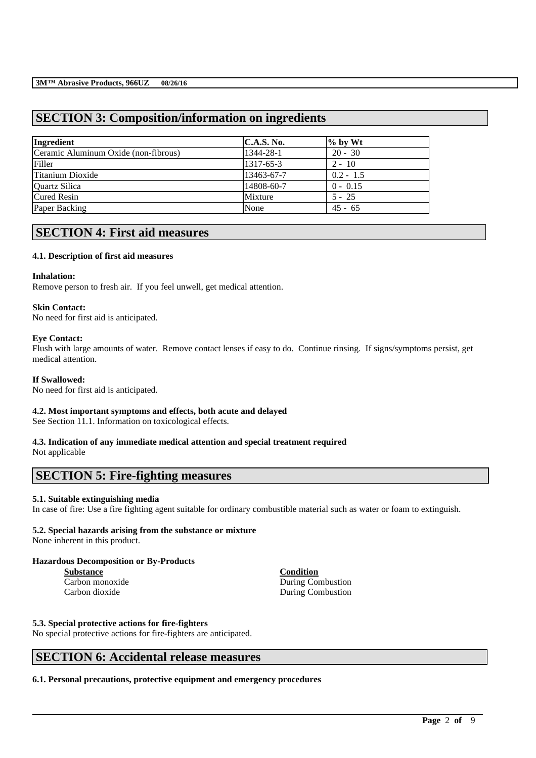## SECTION 3: Composition/information on ingredients

| Ingredient | C.A.S. No. | % by Wt |
|---|---|---|
| Ceramic Aluminum Oxide (non-fibrous) | 1344-28-1 | 20 - 30 |
| Filler | 1317-65-3 | 2 - 10 |
| Titanium Dioxide | 13463-67-7 | 0.2 - 1.5 |
| Quartz Silica | 14808-60-7 | 0 - 0.15 |
| Cured Resin | Mixture | 5 - 25 |
| Paper Backing | None | 45 - 65 |

## SECTION 4: First aid measures

### 4.1. Description of first aid measures

**Inhalation:**
Remove person to fresh air. If you feel unwell, get medical attention.

**Skin Contact:**
No need for first aid is anticipated.

**Eye Contact:**
Flush with large amounts of water. Remove contact lenses if easy to do. Continue rinsing. If signs/symptoms persist, get medical attention.

**If Swallowed:**
No need for first aid is anticipated.

### 4.2. Most important symptoms and effects, both acute and delayed

See Section 11.1. Information on toxicological effects.

### 4.3. Indication of any immediate medical attention and special treatment required

Not applicable

## SECTION 5: Fire-fighting measures

### 5.1. Suitable extinguishing media

In case of fire: Use a fire fighting agent suitable for ordinary combustible material such as water or foam to extinguish.

### 5.2. Special hazards arising from the substance or mixture

None inherent in this product.

**Hazardous Decomposition or By-Products**

| Substance | Condition |
|---|---|
| Carbon monoxide | During Combustion |
| Carbon dioxide | During Combustion |

### 5.3. Special protective actions for fire-fighters

No special protective actions for fire-fighters are anticipated.

## SECTION 6: Accidental release measures

### 6.1. Personal precautions, protective equipment and emergency procedures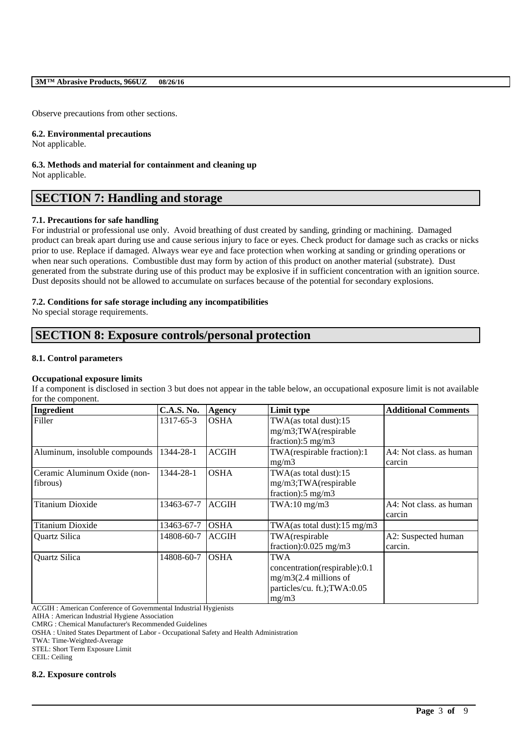Observe precautions from other sections.

**6.2. Environmental precautions**
Not applicable.

**6.3. Methods and material for containment and cleaning up**
Not applicable.

## SECTION 7: Handling and storage

**7.1. Precautions for safe handling**
For industrial or professional use only. Avoid breathing of dust created by sanding, grinding or machining. Damaged product can break apart during use and cause serious injury to face or eyes. Check product for damage such as cracks or nicks prior to use. Replace if damaged. Always wear eye and face protection when working at sanding or grinding operations or when near such operations. Combustible dust may form by action of this product on another material (substrate). Dust generated from the substrate during use of this product may be explosive if in sufficient concentration with an ignition source. Dust deposits should not be allowed to accumulate on surfaces because of the potential for secondary explosions.

**7.2. Conditions for safe storage including any incompatibilities**
No special storage requirements.

## SECTION 8: Exposure controls/personal protection

**8.1. Control parameters**

**Occupational exposure limits**
If a component is disclosed in section 3 but does not appear in the table below, an occupational exposure limit is not available for the component.

| Ingredient | C.A.S. No. | Agency | Limit type | Additional Comments |
|---|---|---|---|---|
| Filler | 1317-65-3 | OSHA | TWA(as total dust):15 mg/m3;TWA(respirable fraction):5 mg/m3 | |
| Aluminum, insoluble compounds | 1344-28-1 | ACGIH | TWA(respirable fraction):1 mg/m3 | A4: Not class. as human carcin |
| Ceramic Aluminum Oxide (non-fibrous) | 1344-28-1 | OSHA | TWA(as total dust):15 mg/m3;TWA(respirable fraction):5 mg/m3 | |
| Titanium Dioxide | 13463-67-7 | ACGIH | TWA:10 mg/m3 | A4: Not class. as human carcin |
| Titanium Dioxide | 13463-67-7 | OSHA | TWA(as total dust):15 mg/m3 | |
| Quartz Silica | 14808-60-7 | ACGIH | TWA(respirable fraction):0.025 mg/m3 | A2: Suspected human carcin. |
| Quartz Silica | 14808-60-7 | OSHA | TWA concentration(respirable):0.1 mg/m3(2.4 millions of particles/cu. ft.);TWA:0.05 mg/m3 | |

ACGIH : American Conference of Governmental Industrial Hygienists
AIHA : American Industrial Hygiene Association
CMRG : Chemical Manufacturer's Recommended Guidelines
OSHA : United States Department of Labor - Occupational Safety and Health Administration
TWA: Time-Weighted-Average
STEL: Short Term Exposure Limit
CEIL: Ceiling

**8.2. Exposure controls**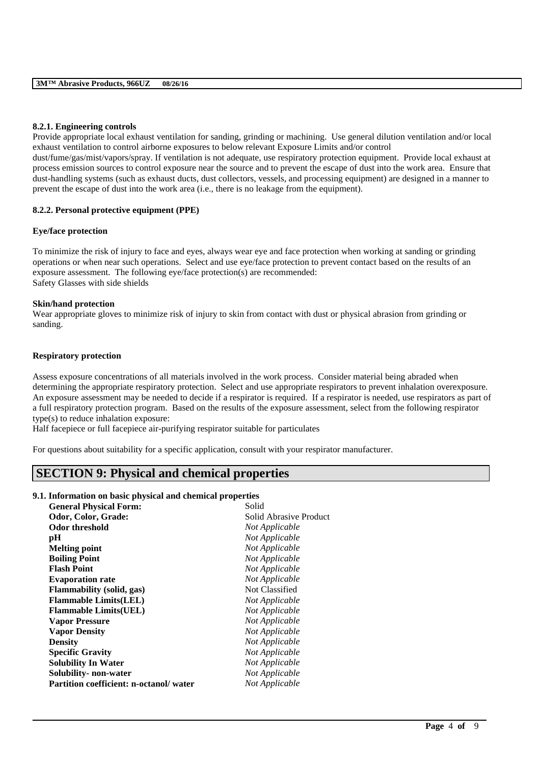#### 8.2.1. Engineering controls

Provide appropriate local exhaust ventilation for sanding, grinding or machining. Use general dilution ventilation and/or local exhaust ventilation to control airborne exposures to below relevant Exposure Limits and/or control dust/fume/gas/mist/vapors/spray. If ventilation is not adequate, use respiratory protection equipment. Provide local exhaust at process emission sources to control exposure near the source and to prevent the escape of dust into the work area. Ensure that dust-handling systems (such as exhaust ducts, dust collectors, vessels, and processing equipment) are designed in a manner to prevent the escape of dust into the work area (i.e., there is no leakage from the equipment).

#### 8.2.2. Personal protective equipment (PPE)

**Eye/face protection**

To minimize the risk of injury to face and eyes, always wear eye and face protection when working at sanding or grinding operations or when near such operations. Select and use eye/face protection to prevent contact based on the results of an exposure assessment. The following eye/face protection(s) are recommended:
Safety Glasses with side shields

**Skin/hand protection**

Wear appropriate gloves to minimize risk of injury to skin from contact with dust or physical abrasion from grinding or sanding.

**Respiratory protection**

Assess exposure concentrations of all materials involved in the work process. Consider material being abraded when determining the appropriate respiratory protection. Select and use appropriate respirators to prevent inhalation overexposure. An exposure assessment may be needed to decide if a respirator is required. If a respirator is needed, use respirators as part of a full respiratory protection program. Based on the results of the exposure assessment, select from the following respirator type(s) to reduce inhalation exposure:
Half facepiece or full facepiece air-purifying respirator suitable for particulates

For questions about suitability for a specific application, consult with your respirator manufacturer.

## SECTION 9: Physical and chemical properties

#### 9.1. Information on basic physical and chemical properties

| | |
|---|---|
| **General Physical Form:** | Solid |
| **Odor, Color, Grade:** | Solid Abrasive Product |
| **Odor threshold** | *Not Applicable* |
| **pH** | *Not Applicable* |
| **Melting point** | *Not Applicable* |
| **Boiling Point** | *Not Applicable* |
| **Flash Point** | *Not Applicable* |
| **Evaporation rate** | *Not Applicable* |
| **Flammability (solid, gas)** | Not Classified |
| **Flammable Limits(LEL)** | *Not Applicable* |
| **Flammable Limits(UEL)** | *Not Applicable* |
| **Vapor Pressure** | *Not Applicable* |
| **Vapor Density** | *Not Applicable* |
| **Density** | *Not Applicable* |
| **Specific Gravity** | *Not Applicable* |
| **Solubility In Water** | *Not Applicable* |
| **Solubility- non-water** | *Not Applicable* |
| **Partition coefficient: n-octanol/ water** | *Not Applicable* |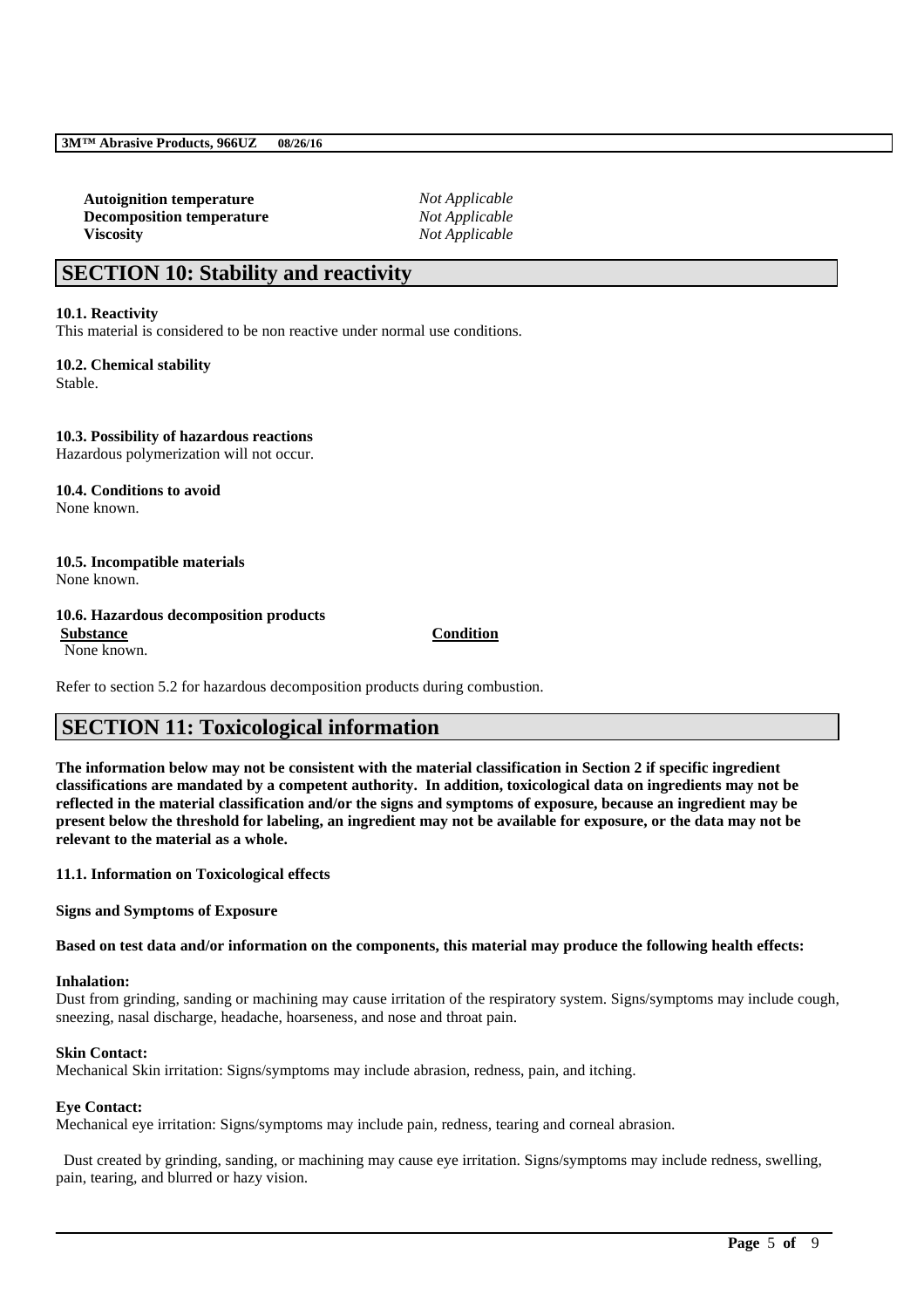| | |
|---|---|
| **Autoignition temperature** | *Not Applicable* |
| **Decomposition temperature** | *Not Applicable* |
| **Viscosity** | *Not Applicable* |

## SECTION 10: Stability and reactivity

**10.1. Reactivity**
This material is considered to be non reactive under normal use conditions.

**10.2. Chemical stability**
Stable.

**10.3. Possibility of hazardous reactions**
Hazardous polymerization will not occur.

**10.4. Conditions to avoid**
None known.

**10.5. Incompatible materials**
None known.

**10.6. Hazardous decomposition products**

| Substance | Condition |
|---|---|
| None known. | |

Refer to section 5.2 for hazardous decomposition products during combustion.

## SECTION 11: Toxicological information

**The information below may not be consistent with the material classification in Section 2 if specific ingredient classifications are mandated by a competent authority. In addition, toxicological data on ingredients may not be reflected in the material classification and/or the signs and symptoms of exposure, because an ingredient may be present below the threshold for labeling, an ingredient may not be available for exposure, or the data may not be relevant to the material as a whole.**

**11.1. Information on Toxicological effects**

**Signs and Symptoms of Exposure**

**Based on test data and/or information on the components, this material may produce the following health effects:**

**Inhalation:**
Dust from grinding, sanding or machining may cause irritation of the respiratory system. Signs/symptoms may include cough, sneezing, nasal discharge, headache, hoarseness, and nose and throat pain.

**Skin Contact:**
Mechanical Skin irritation: Signs/symptoms may include abrasion, redness, pain, and itching.

**Eye Contact:**
Mechanical eye irritation: Signs/symptoms may include pain, redness, tearing and corneal abrasion.

Dust created by grinding, sanding, or machining may cause eye irritation. Signs/symptoms may include redness, swelling, pain, tearing, and blurred or hazy vision.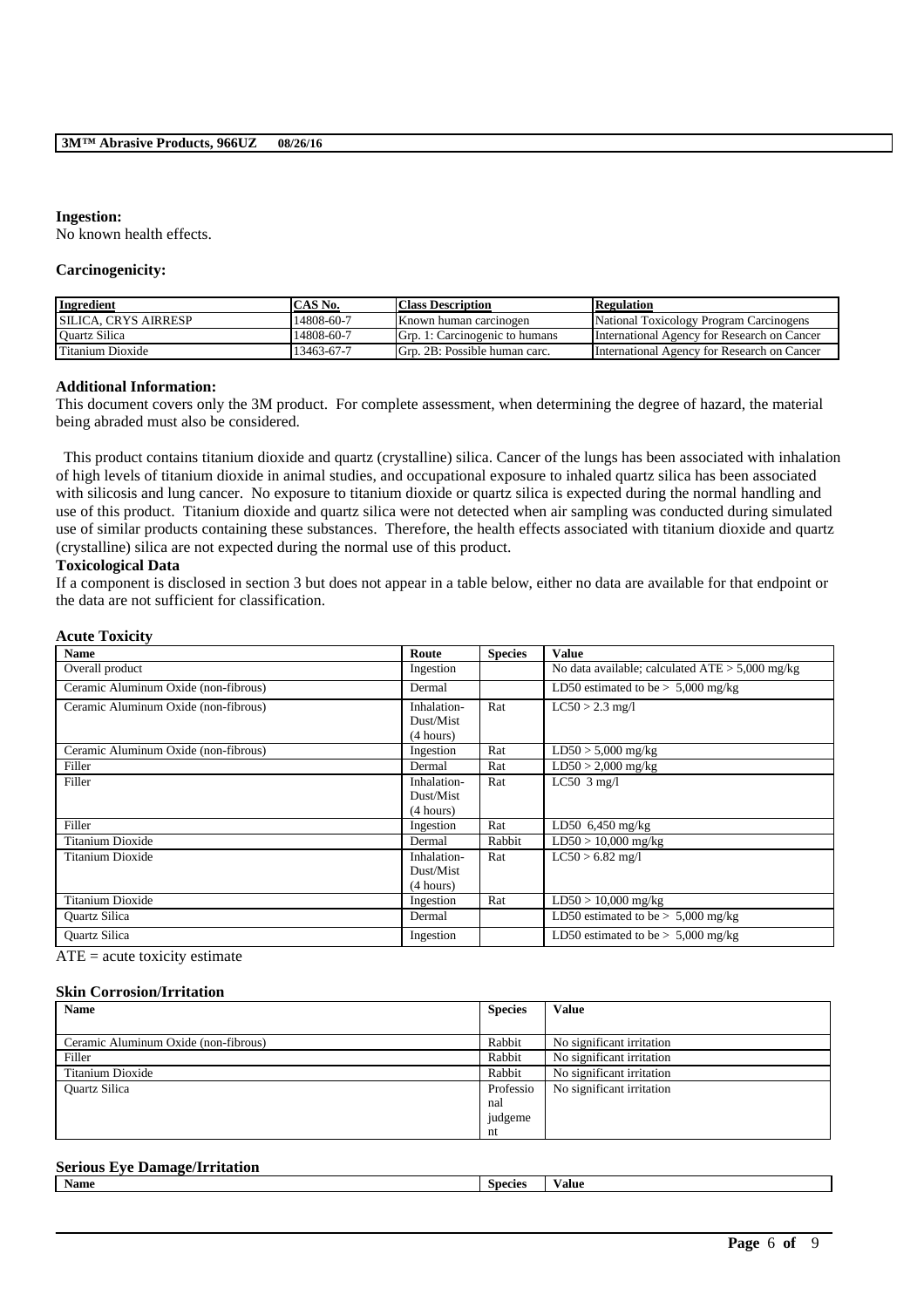**Ingestion:**
No known health effects.

**Carcinogenicity:**

| Ingredient | CAS No. | Class Description | Regulation |
|---|---|---|---|
| SILICA, CRYS AIRRESP | 14808-60-7 | Known human carcinogen | National Toxicology Program Carcinogens |
| Quartz Silica | 14808-60-7 | Grp. 1: Carcinogenic to humans | International Agency for Research on Cancer |
| Titanium Dioxide | 13463-67-7 | Grp. 2B: Possible human carc. | International Agency for Research on Cancer |

**Additional Information:**
This document covers only the 3M product. For complete assessment, when determining the degree of hazard, the material being abraded must also be considered.

This product contains titanium dioxide and quartz (crystalline) silica. Cancer of the lungs has been associated with inhalation of high levels of titanium dioxide in animal studies, and occupational exposure to inhaled quartz silica has been associated with silicosis and lung cancer. No exposure to titanium dioxide or quartz silica is expected during the normal handling and use of this product. Titanium dioxide and quartz silica were not detected when air sampling was conducted during simulated use of similar products containing these substances. Therefore, the health effects associated with titanium dioxide and quartz (crystalline) silica are not expected during the normal use of this product.

**Toxicological Data**

If a component is disclosed in section 3 but does not appear in a table below, either no data are available for that endpoint or the data are not sufficient for classification.

**Acute Toxicity**

| Name | Route | Species | Value |
|---|---|---|---|
| Overall product | Ingestion | | No data available; calculated ATE > 5,000 mg/kg |
| Ceramic Aluminum Oxide (non-fibrous) | Dermal | | LD50 estimated to be > 5,000 mg/kg |
| Ceramic Aluminum Oxide (non-fibrous) | Inhalation-Dust/Mist (4 hours) | Rat | LC50 > 2.3 mg/l |
| Ceramic Aluminum Oxide (non-fibrous) | Ingestion | Rat | LD50 > 5,000 mg/kg |
| Filler | Dermal | Rat | LD50 > 2,000 mg/kg |
| Filler | Inhalation-Dust/Mist (4 hours) | Rat | LC50 3 mg/l |
| Filler | Ingestion | Rat | LD50 6,450 mg/kg |
| Titanium Dioxide | Dermal | Rabbit | LD50 > 10,000 mg/kg |
| Titanium Dioxide | Inhalation-Dust/Mist (4 hours) | Rat | LC50 > 6.82 mg/l |
| Titanium Dioxide | Ingestion | Rat | LD50 > 10,000 mg/kg |
| Quartz Silica | Dermal | | LD50 estimated to be > 5,000 mg/kg |
| Quartz Silica | Ingestion | | LD50 estimated to be > 5,000 mg/kg |

ATE = acute toxicity estimate

**Skin Corrosion/Irritation**

| Name | Species | Value |
|---|---|---|
| Ceramic Aluminum Oxide (non-fibrous) | Rabbit | No significant irritation |
| Filler | Rabbit | No significant irritation |
| Titanium Dioxide | Rabbit | No significant irritation |
| Quartz Silica | Professional judgement | No significant irritation |

**Serious Eye Damage/Irritation**

| Name | Species | Value |
|---|---|---|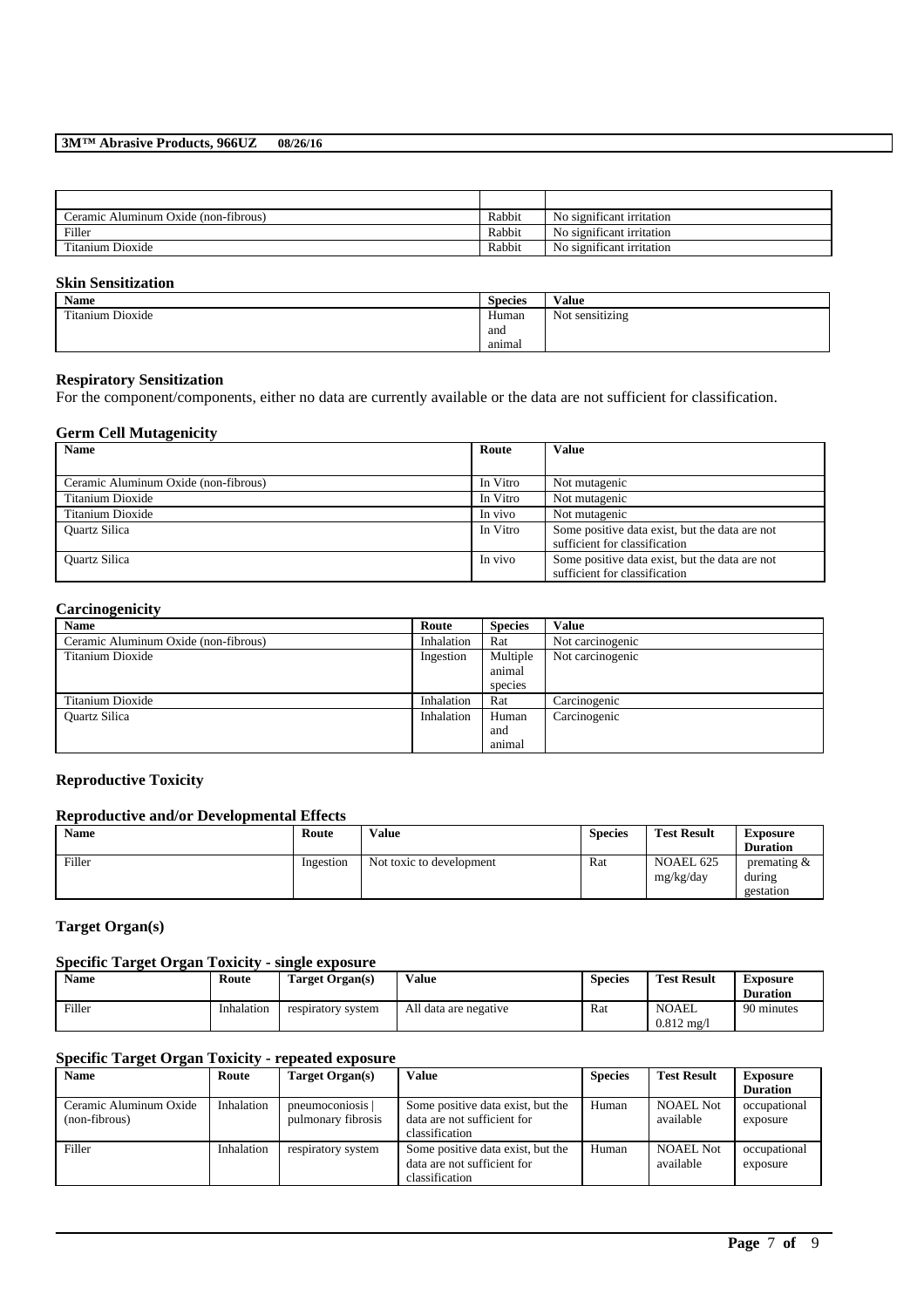| | | |
|---|---|---|
| Ceramic Aluminum Oxide (non-fibrous) | Rabbit | No significant irritation |
| Filler | Rabbit | No significant irritation |
| Titanium Dioxide | Rabbit | No significant irritation |

**Skin Sensitization**

| Name | Species | Value |
|---|---|---|
| Titanium Dioxide | Human and animal | Not sensitizing |

**Respiratory Sensitization**

For the component/components, either no data are currently available or the data are not sufficient for classification.

**Germ Cell Mutagenicity**

| Name | Route | Value |
|---|---|---|
| Ceramic Aluminum Oxide (non-fibrous) | In Vitro | Not mutagenic |
| Titanium Dioxide | In Vitro | Not mutagenic |
| Titanium Dioxide | In vivo | Not mutagenic |
| Quartz Silica | In Vitro | Some positive data exist, but the data are not sufficient for classification |
| Quartz Silica | In vivo | Some positive data exist, but the data are not sufficient for classification |

**Carcinogenicity**

| Name | Route | Species | Value |
|---|---|---|---|
| Ceramic Aluminum Oxide (non-fibrous) | Inhalation | Rat | Not carcinogenic |
| Titanium Dioxide | Ingestion | Multiple animal species | Not carcinogenic |
| Titanium Dioxide | Inhalation | Rat | Carcinogenic |
| Quartz Silica | Inhalation | Human and animal | Carcinogenic |

**Reproductive Toxicity**

**Reproductive and/or Developmental Effects**

| Name | Route | Value | Species | Test Result | Exposure Duration |
|---|---|---|---|---|---|
| Filler | Ingestion | Not toxic to development | Rat | NOAEL 625 mg/kg/day | premating & during gestation |

**Target Organ(s)**

**Specific Target Organ Toxicity - single exposure**

| Name | Route | Target Organ(s) | Value | Species | Test Result | Exposure Duration |
|---|---|---|---|---|---|---|
| Filler | Inhalation | respiratory system | All data are negative | Rat | NOAEL 0.812 mg/l | 90 minutes |

**Specific Target Organ Toxicity - repeated exposure**

| Name | Route | Target Organ(s) | Value | Species | Test Result | Exposure Duration |
|---|---|---|---|---|---|---|
| Ceramic Aluminum Oxide (non-fibrous) | Inhalation | pneumoconiosis \| pulmonary fibrosis | Some positive data exist, but the data are not sufficient for classification | Human | NOAEL Not available | occupational exposure |
| Filler | Inhalation | respiratory system | Some positive data exist, but the data are not sufficient for classification | Human | NOAEL Not available | occupational exposure |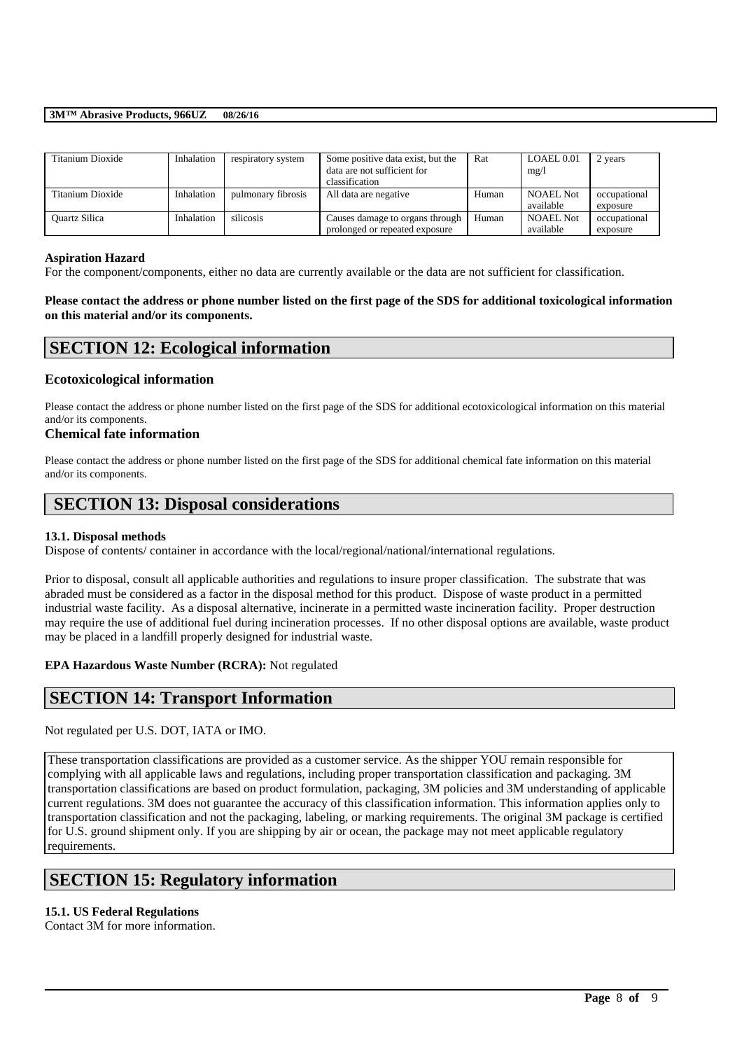| Titanium Dioxide | Inhalation | respiratory system | Some positive data exist, but the data are not sufficient for classification | Rat | LOAEL 0.01 mg/l | 2 years |
|---|---|---|---|---|---|---|
| Titanium Dioxide | Inhalation | pulmonary fibrosis | All data are negative | Human | NOAEL Not available | occupational exposure |
| Quartz Silica | Inhalation | silicosis | Causes damage to organs through prolonged or repeated exposure | Human | NOAEL Not available | occupational exposure |

**Aspiration Hazard**

For the component/components, either no data are currently available or the data are not sufficient for classification.

**Please contact the address or phone number listed on the first page of the SDS for additional toxicological information on this material and/or its components.**

# SECTION 12: Ecological information

### Ecotoxicological information

Please contact the address or phone number listed on the first page of the SDS for additional ecotoxicological information on this material and/or its components.

### Chemical fate information

Please contact the address or phone number listed on the first page of the SDS for additional chemical fate information on this material and/or its components.

# SECTION 13: Disposal considerations

**13.1. Disposal methods**

Dispose of contents/ container in accordance with the local/regional/national/international regulations.

Prior to disposal, consult all applicable authorities and regulations to insure proper classification. The substrate that was abraded must be considered as a factor in the disposal method for this product. Dispose of waste product in a permitted industrial waste facility. As a disposal alternative, incinerate in a permitted waste incineration facility. Proper destruction may require the use of additional fuel during incineration processes. If no other disposal options are available, waste product may be placed in a landfill properly designed for industrial waste.

**EPA Hazardous Waste Number (RCRA):** Not regulated

# SECTION 14: Transport Information

Not regulated per U.S. DOT, IATA or IMO.

These transportation classifications are provided as a customer service. As the shipper YOU remain responsible for complying with all applicable laws and regulations, including proper transportation classification and packaging. 3M transportation classifications are based on product formulation, packaging, 3M policies and 3M understanding of applicable current regulations. 3M does not guarantee the accuracy of this classification information. This information applies only to transportation classification and not the packaging, labeling, or marking requirements. The original 3M package is certified for U.S. ground shipment only. If you are shipping by air or ocean, the package may not meet applicable regulatory requirements.

# SECTION 15: Regulatory information

**15.1. US Federal Regulations**

Contact 3M for more information.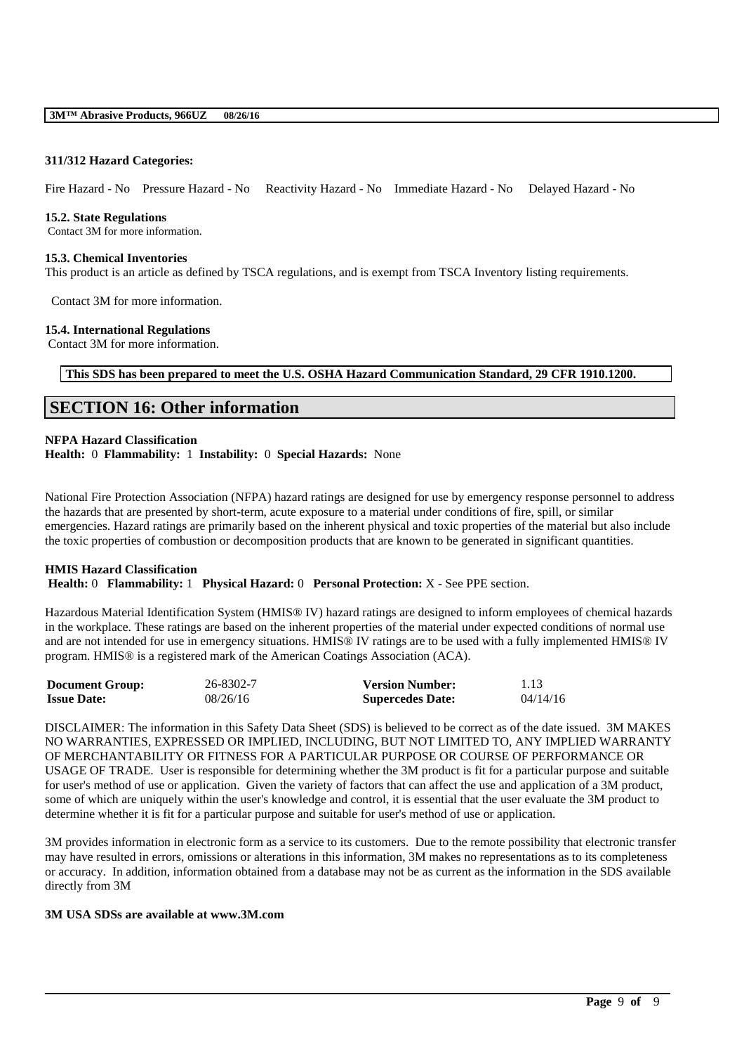**311/312 Hazard Categories:**

Fire Hazard - No Pressure Hazard - No Reactivity Hazard - No Immediate Hazard - No Delayed Hazard - No

**15.2. State Regulations**

Contact 3M for more information.

**15.3. Chemical Inventories**

This product is an article as defined by TSCA regulations, and is exempt from TSCA Inventory listing requirements.

Contact 3M for more information.

**15.4. International Regulations**

Contact 3M for more information.

**This SDS has been prepared to meet the U.S. OSHA Hazard Communication Standard, 29 CFR 1910.1200.**

## SECTION 16: Other information

**NFPA Hazard Classification**

**Health:** 0 **Flammability:** 1 **Instability:** 0 **Special Hazards:** None

National Fire Protection Association (NFPA) hazard ratings are designed for use by emergency response personnel to address the hazards that are presented by short-term, acute exposure to a material under conditions of fire, spill, or similar emergencies. Hazard ratings are primarily based on the inherent physical and toxic properties of the material but also include the toxic properties of combustion or decomposition products that are known to be generated in significant quantities.

**HMIS Hazard Classification**

**Health:** 0 **Flammability:** 1 **Physical Hazard:** 0 **Personal Protection:** X - See PPE section.

Hazardous Material Identification System (HMIS® IV) hazard ratings are designed to inform employees of chemical hazards in the workplace. These ratings are based on the inherent properties of the material under expected conditions of normal use and are not intended for use in emergency situations. HMIS® IV ratings are to be used with a fully implemented HMIS® IV program. HMIS® is a registered mark of the American Coatings Association (ACA).

| | | | |
|---|---|---|---|
| **Document Group:** | 26-8302-7 | **Version Number:** | 1.13 |
| **Issue Date:** | 08/26/16 | **Supercedes Date:** | 04/14/16 |

DISCLAIMER: The information in this Safety Data Sheet (SDS) is believed to be correct as of the date issued. 3M MAKES NO WARRANTIES, EXPRESSED OR IMPLIED, INCLUDING, BUT NOT LIMITED TO, ANY IMPLIED WARRANTY OF MERCHANTABILITY OR FITNESS FOR A PARTICULAR PURPOSE OR COURSE OF PERFORMANCE OR USAGE OF TRADE. User is responsible for determining whether the 3M product is fit for a particular purpose and suitable for user's method of use or application. Given the variety of factors that can affect the use and application of a 3M product, some of which are uniquely within the user's knowledge and control, it is essential that the user evaluate the 3M product to determine whether it is fit for a particular purpose and suitable for user's method of use or application.

3M provides information in electronic form as a service to its customers. Due to the remote possibility that electronic transfer may have resulted in errors, omissions or alterations in this information, 3M makes no representations as to its completeness or accuracy. In addition, information obtained from a database may not be as current as the information in the SDS available directly from 3M

**3M USA SDSs are available at www.3M.com**